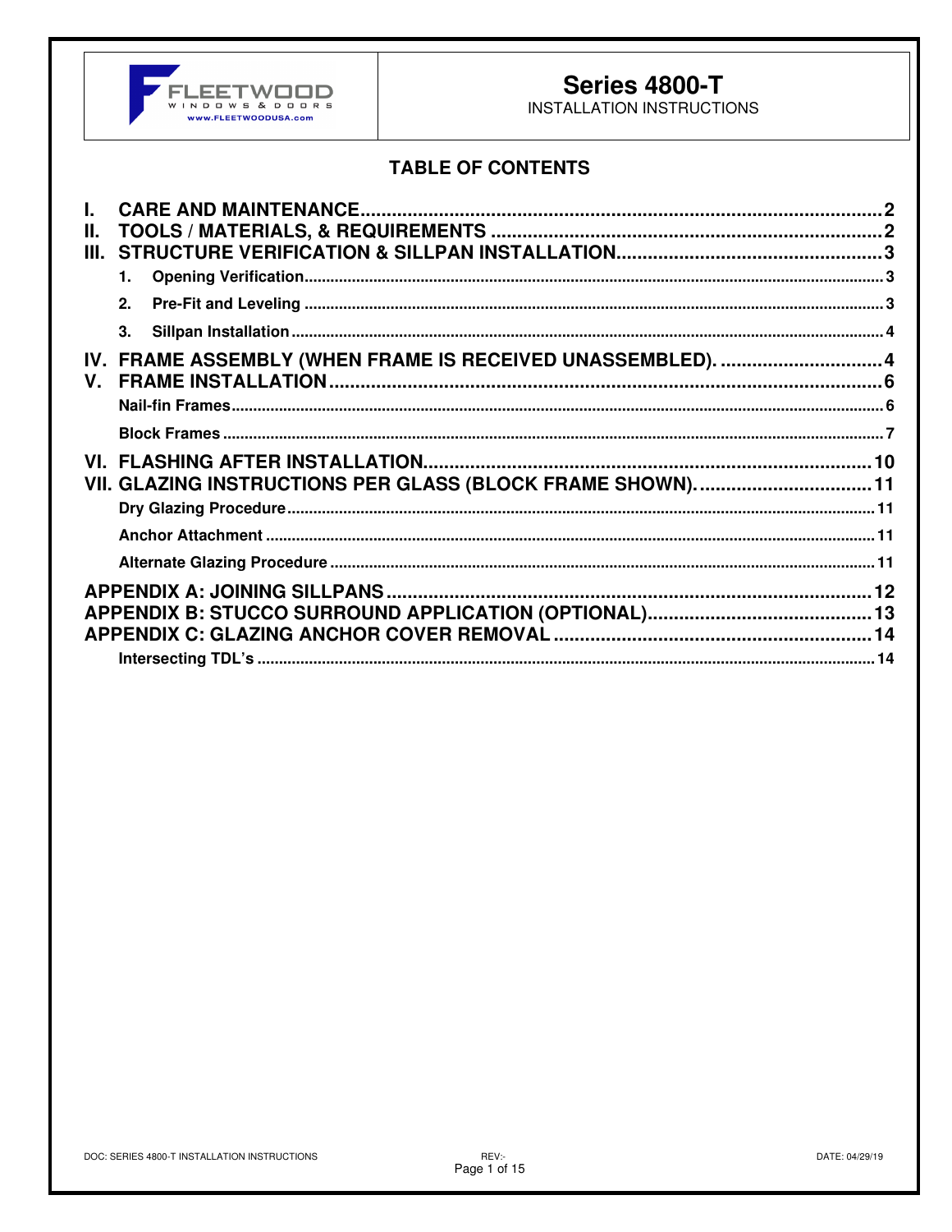# Series 4800-T

INSTALLATION INSTRUCTIONS

## TABLE OF CONTENTS

- **I. CARE AND MAINTENANCE** .......... 2
- **II. TOOLS / MATERIALS, & REQUIREMENTS** .......... 2
- **III. STRUCTURE VERIFICATION & SILLPAN INSTALLATION** .......... 3
  - **1. Opening Verification** .......... 3
  - **2. Pre-Fit and Leveling** .......... 3
  - **3. Sillpan Installation** .......... 4
- **IV. FRAME ASSEMBLY (WHEN FRAME IS RECEIVED UNASSEMBLED).** .......... 4
- **V. FRAME INSTALLATION** .......... 6
  - **Nail-fin Frames** .......... 6
  - **Block Frames** .......... 7
- **VI. FLASHING AFTER INSTALLATION** .......... 10
- **VII. GLAZING INSTRUCTIONS PER GLASS (BLOCK FRAME SHOWN).** .......... 11
  - **Dry Glazing Procedure** .......... 11
  - **Anchor Attachment** .......... 11
  - **Alternate Glazing Procedure** .......... 11
- **APPENDIX A: JOINING SILLPANS** .......... 12
- **APPENDIX B: STUCCO SURROUND APPLICATION (OPTIONAL)** .......... 13
- **APPENDIX C: GLAZING ANCHOR COVER REMOVAL** .......... 14
  - **Intersecting TDL's** .......... 14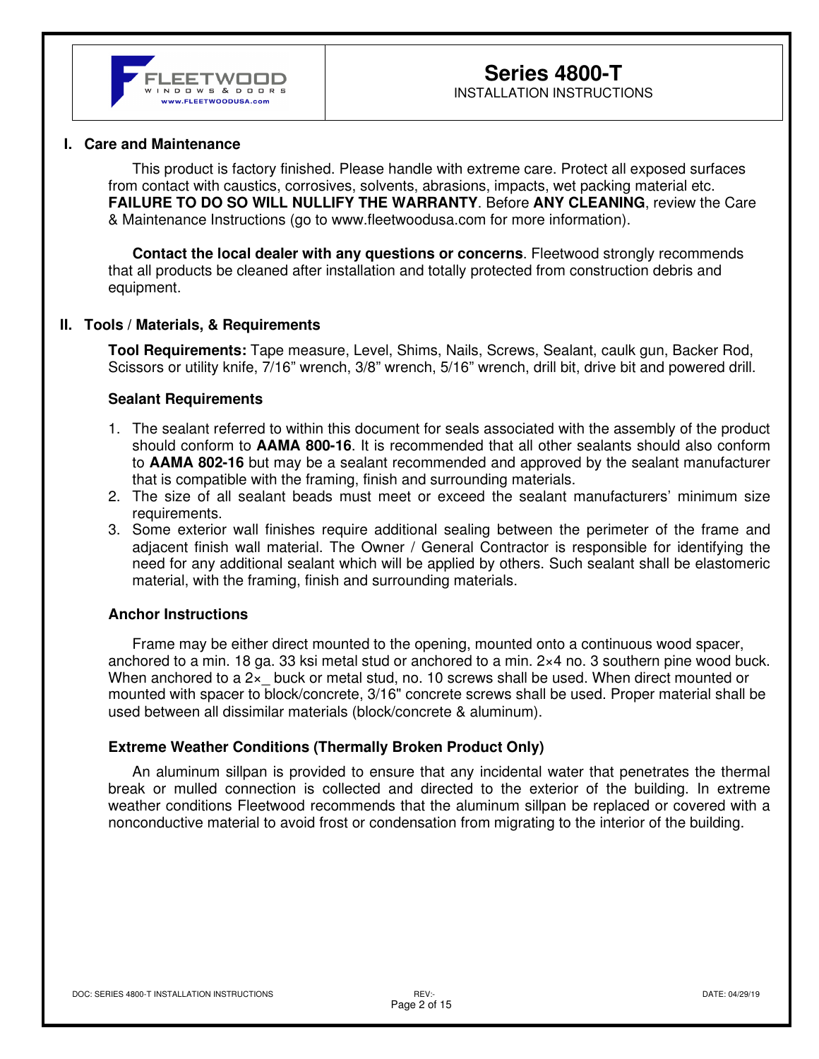# Series 4800-T

INSTALLATION INSTRUCTIONS

## I. Care and Maintenance

This product is factory finished. Please handle with extreme care. Protect all exposed surfaces from contact with caustics, corrosives, solvents, abrasions, impacts, wet packing material etc. **FAILURE TO DO SO WILL NULLIFY THE WARRANTY**. Before **ANY CLEANING**, review the Care & Maintenance Instructions (go to www.fleetwoodusa.com for more information).

**Contact the local dealer with any questions or concerns**. Fleetwood strongly recommends that all products be cleaned after installation and totally protected from construction debris and equipment.

## II. Tools / Materials, & Requirements

**Tool Requirements:** Tape measure, Level, Shims, Nails, Screws, Sealant, caulk gun, Backer Rod, Scissors or utility knife, 7/16" wrench, 3/8" wrench, 5/16" wrench, drill bit, drive bit and powered drill.

### Sealant Requirements

1. The sealant referred to within this document for seals associated with the assembly of the product should conform to **AAMA 800-16**. It is recommended that all other sealants should also conform to **AAMA 802-16** but may be a sealant recommended and approved by the sealant manufacturer that is compatible with the framing, finish and surrounding materials.
2. The size of all sealant beads must meet or exceed the sealant manufacturers' minimum size requirements.
3. Some exterior wall finishes require additional sealing between the perimeter of the frame and adjacent finish wall material. The Owner / General Contractor is responsible for identifying the need for any additional sealant which will be applied by others. Such sealant shall be elastomeric material, with the framing, finish and surrounding materials.

### Anchor Instructions

Frame may be either direct mounted to the opening, mounted onto a continuous wood spacer, anchored to a min. 18 ga. 33 ksi metal stud or anchored to a min. 2×4 no. 3 southern pine wood buck. When anchored to a 2×_ buck or metal stud, no. 10 screws shall be used. When direct mounted or mounted with spacer to block/concrete, 3/16" concrete screws shall be used. Proper material shall be used between all dissimilar materials (block/concrete & aluminum).

### Extreme Weather Conditions (Thermally Broken Product Only)

An aluminum sillpan is provided to ensure that any incidental water that penetrates the thermal break or mulled connection is collected and directed to the exterior of the building. In extreme weather conditions Fleetwood recommends that the aluminum sillpan be replaced or covered with a nonconductive material to avoid frost or condensation from migrating to the interior of the building.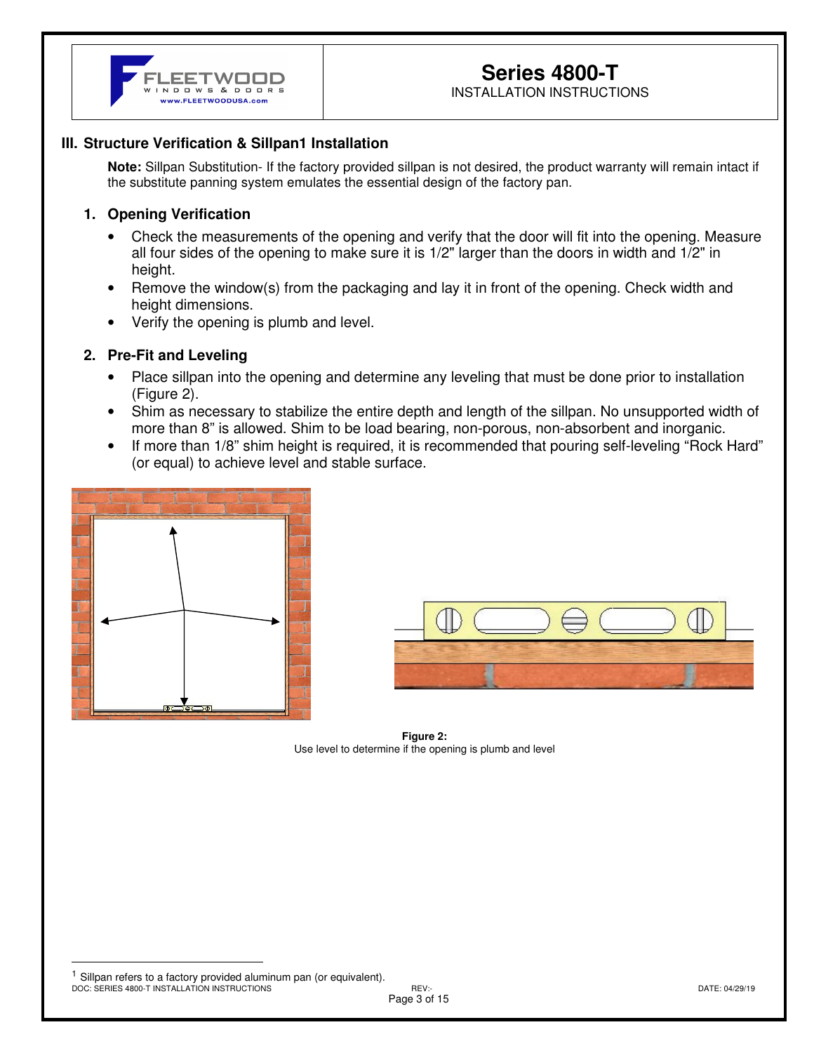## III. Structure Verification & Sillpan[1] Installation

**Note:** Sillpan Substitution- If the factory provided sillpan is not desired, the product warranty will remain intact if the substitute panning system emulates the essential design of the factory pan.

### 1. Opening Verification

- Check the measurements of the opening and verify that the door will fit into the opening. Measure all four sides of the opening to make sure it is 1/2" larger than the doors in width and 1/2" in height.
- Remove the window(s) from the packaging and lay it in front of the opening. Check width and height dimensions.
- Verify the opening is plumb and level.

### 2. Pre-Fit and Leveling

- Place sillpan into the opening and determine any leveling that must be done prior to installation (Figure 2).
- Shim as necessary to stabilize the entire depth and length of the sillpan. No unsupported width of more than 8" is allowed. Shim to be load bearing, non-porous, non-absorbent and inorganic.
- If more than 1/8" shim height is required, it is recommended that pouring self-leveling "Rock Hard" (or equal) to achieve level and stable surface.

**Figure 2:**
Use level to determine if the opening is plumb and level

[1] Sillpan refers to a factory provided aluminum pan (or equivalent).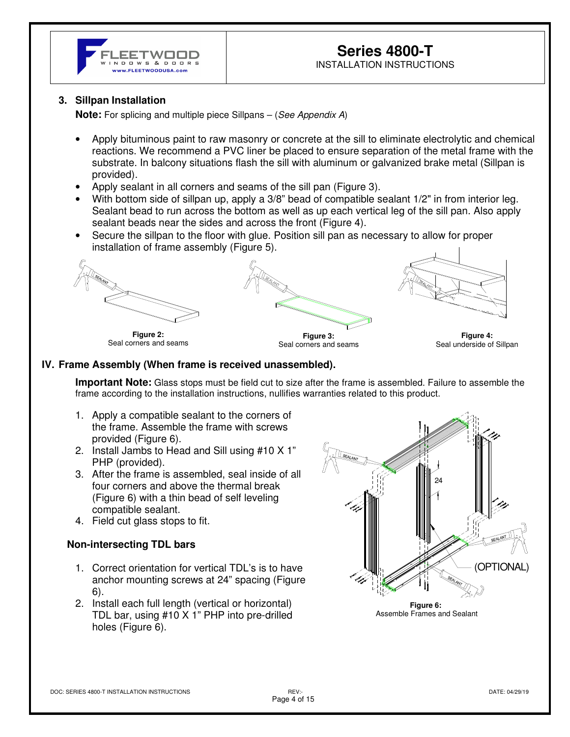### 3. Sillpan Installation

**Note:** For splicing and multiple piece Sillpans – (*See Appendix A*)

- Apply bituminous paint to raw masonry or concrete at the sill to eliminate electrolytic and chemical reactions. We recommend a PVC liner be placed to ensure separation of the metal frame with the substrate. In balcony situations flash the sill with aluminum or galvanized brake metal (Sillpan is provided).
- Apply sealant in all corners and seams of the sill pan (Figure 3).
- With bottom side of sillpan up, apply a 3/8" bead of compatible sealant 1/2" in from interior leg. Sealant bead to run across the bottom as well as up each vertical leg of the sill pan. Also apply sealant beads near the sides and across the front (Figure 4).
- Secure the sillpan to the floor with glue. Position sill pan as necessary to allow for proper installation of frame assembly (Figure 5).

**Figure 2:** Seal corners and seams

**Figure 3:** Seal corners and seams

**Figure 4:** Seal underside of Sillpan

## IV. Frame Assembly (When frame is received unassembled).

**Important Note:** Glass stops must be field cut to size after the frame is assembled. Failure to assemble the frame according to the installation instructions, nullifies warranties related to this product.

1. Apply a compatible sealant to the corners of the frame. Assemble the frame with screws provided (Figure 6).
2. Install Jambs to Head and Sill using #10 X 1" PHP (provided).
3. After the frame is assembled, seal inside of all four corners and above the thermal break (Figure 6) with a thin bead of self leveling compatible sealant.
4. Field cut glass stops to fit.

### Non-intersecting TDL bars

1. Correct orientation for vertical TDL's is to have anchor mounting screws at 24" spacing (Figure 6).
2. Install each full length (vertical or horizontal) TDL bar, using #10 X 1" PHP into pre-drilled holes (Figure 6).

**Figure 6:** Assemble Frames and Sealant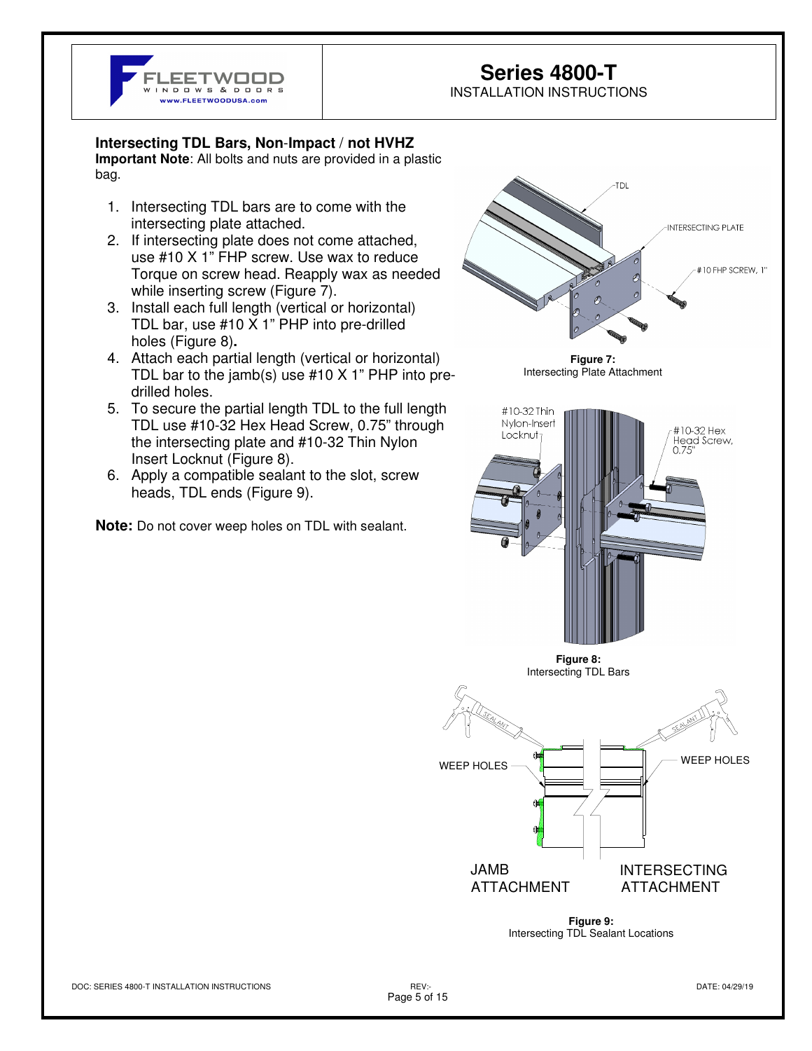## Intersecting TDL Bars, Non-Impact / not HVHZ

**Important Note**: All bolts and nuts are provided in a plastic bag.

1. Intersecting TDL bars are to come with the intersecting plate attached.
2. If intersecting plate does not come attached, use #10 X 1" FHP screw. Use wax to reduce Torque on screw head. Reapply wax as needed while inserting screw (Figure 7).
3. Install each full length (vertical or horizontal) TDL bar, use #10 X 1" PHP into pre-drilled holes (Figure 8)**.**
4. Attach each partial length (vertical or horizontal) TDL bar to the jamb(s) use #10 X 1" PHP into pre-drilled holes.
5. To secure the partial length TDL to the full length TDL use #10-32 Hex Head Screw, 0.75" through the intersecting plate and #10-32 Thin Nylon Insert Locknut (Figure 8).
6. Apply a compatible sealant to the slot, screw heads, TDL ends (Figure 9).

**Note:** Do not cover weep holes on TDL with sealant.

**Figure 7:**
Intersecting Plate Attachment

**Figure 8:**
Intersecting TDL Bars

**Figure 9:**
Intersecting TDL Sealant Locations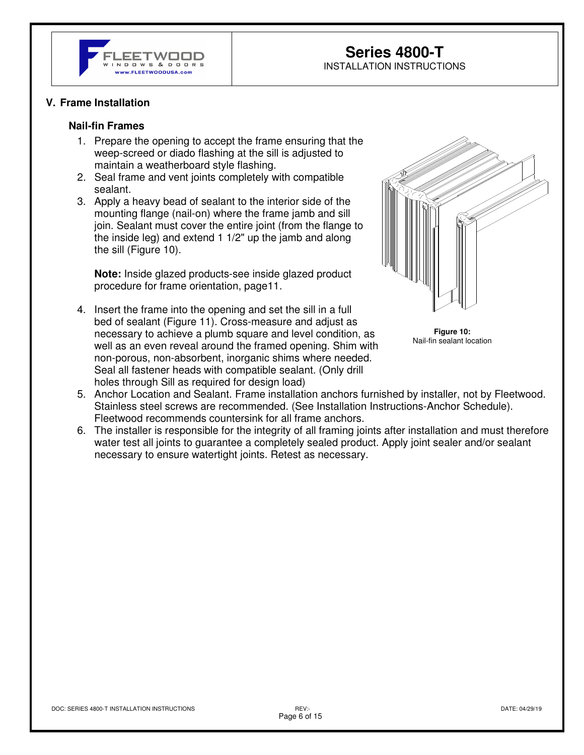## V. Frame Installation

### Nail-fin Frames

1. Prepare the opening to accept the frame ensuring that the weep-screed or diado flashing at the sill is adjusted to maintain a weatherboard style flashing.
2. Seal frame and vent joints completely with compatible sealant.
3. Apply a heavy bead of sealant to the interior side of the mounting flange (nail-on) where the frame jamb and sill join. Sealant must cover the entire joint (from the flange to the inside leg) and extend 1 1/2" up the jamb and along the sill (Figure 10).

   **Note:** Inside glazed products-see inside glazed product procedure for frame orientation, page11.

4. Insert the frame into the opening and set the sill in a full bed of sealant (Figure 11). Cross-measure and adjust as necessary to achieve a plumb square and level condition, as well as an even reveal around the framed opening. Shim with non-porous, non-absorbent, inorganic shims where needed. Seal all fastener heads with compatible sealant. (Only drill holes through Sill as required for design load)
5. Anchor Location and Sealant. Frame installation anchors furnished by installer, not by Fleetwood. Stainless steel screws are recommended. (See Installation Instructions-Anchor Schedule). Fleetwood recommends countersink for all frame anchors.
6. The installer is responsible for the integrity of all framing joints after installation and must therefore water test all joints to guarantee a completely sealed product. Apply joint sealer and/or sealant necessary to ensure watertight joints. Retest as necessary.

**Figure 10:**
Nail-fin sealant location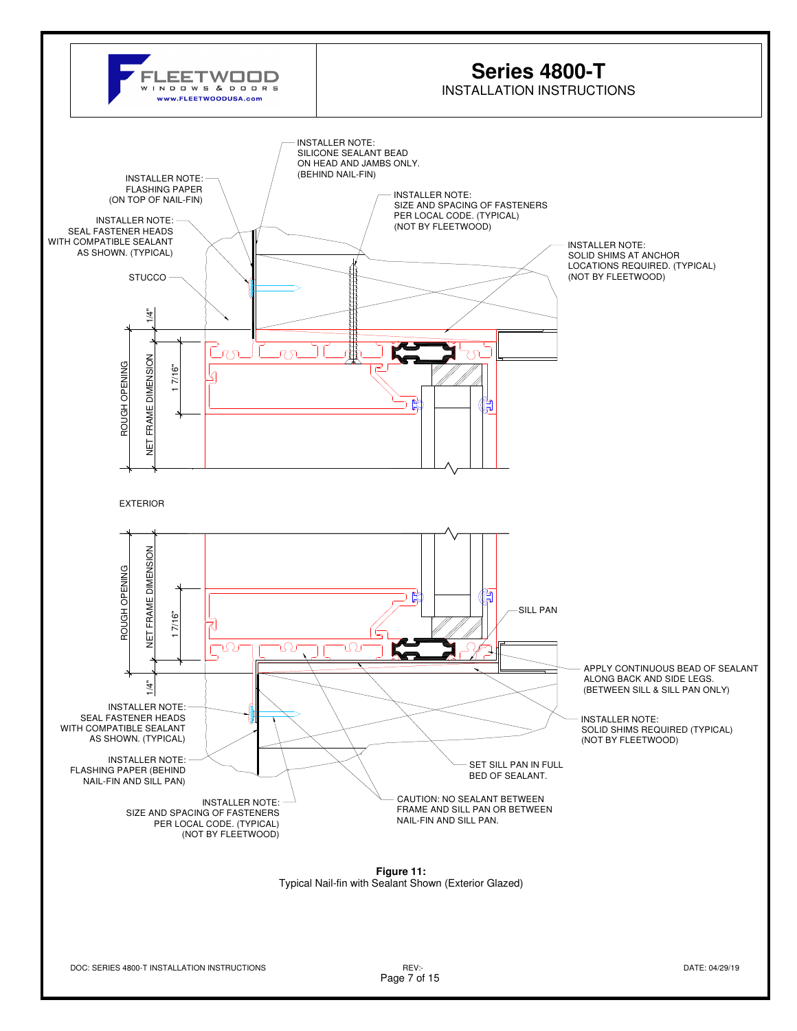# Series 4800-T

INSTALLATION INSTRUCTIONS

INSTALLER NOTE:
SILICONE SEALANT BEAD
ON HEAD AND JAMBS ONLY.
(BEHIND NAIL-FIN)

INSTALLER NOTE:
FLASHING PAPER
(ON TOP OF NAIL-FIN)

INSTALLER NOTE:
SIZE AND SPACING OF FASTENERS
PER LOCAL CODE. (TYPICAL)
(NOT BY FLEETWOOD)

INSTALLER NOTE:
SEAL FASTENER HEADS
WITH COMPATIBLE SEALANT
AS SHOWN. (TYPICAL)

INSTALLER NOTE:
SOLID SHIMS AT ANCHOR
LOCATIONS REQUIRED. (TYPICAL)
(NOT BY FLEETWOOD)

STUCCO

1/4"

ROUGH OPENING

NET FRAME DIMENSION

1 7/16"

EXTERIOR

ROUGH OPENING

NET FRAME DIMENSION

1 7/16"

1/4"

SILL PAN

APPLY CONTINUOUS BEAD OF SEALANT
ALONG BACK AND SIDE LEGS.
(BETWEEN SILL & SILL PAN ONLY)

INSTALLER NOTE:
SEAL FASTENER HEADS
WITH COMPATIBLE SEALANT
AS SHOWN. (TYPICAL)

INSTALLER NOTE:
SOLID SHIMS REQUIRED (TYPICAL)
(NOT BY FLEETWOOD)

INSTALLER NOTE:
FLASHING PAPER (BEHIND
NAIL-FIN AND SILL PAN)

SET SILL PAN IN FULL
BED OF SEALANT.

INSTALLER NOTE:
SIZE AND SPACING OF FASTENERS
PER LOCAL CODE. (TYPICAL)
(NOT BY FLEETWOOD)

CAUTION: NO SEALANT BETWEEN
FRAME AND SILL PAN OR BETWEEN
NAIL-FIN AND SILL PAN.

**Figure 11:**
Typical Nail-fin with Sealant Shown (Exterior Glazed)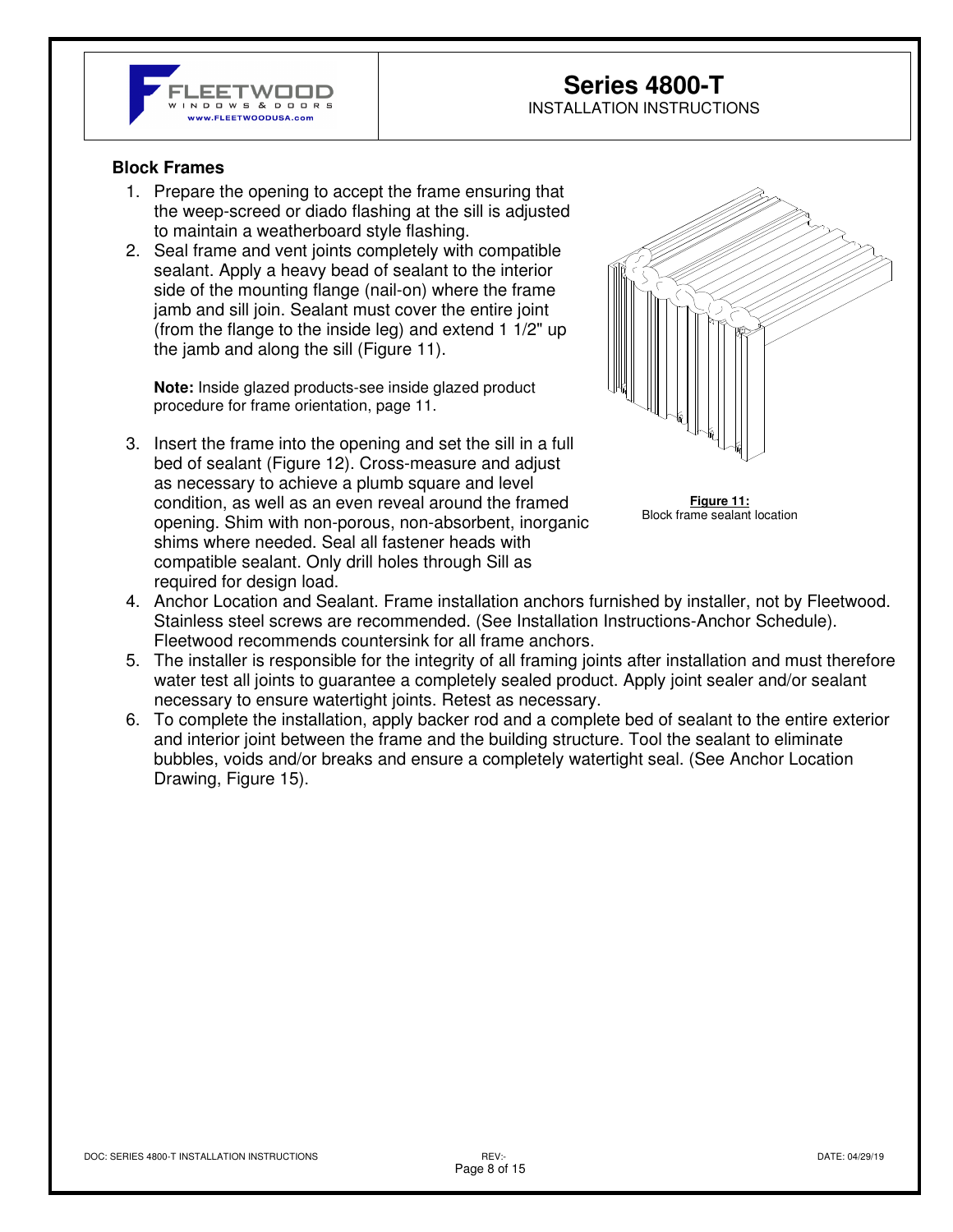### Block Frames

1. Prepare the opening to accept the frame ensuring that the weep-screed or diado flashing at the sill is adjusted to maintain a weatherboard style flashing.
2. Seal frame and vent joints completely with compatible sealant. Apply a heavy bead of sealant to the interior side of the mounting flange (nail-on) where the frame jamb and sill join. Sealant must cover the entire joint (from the flange to the inside leg) and extend 1 1/2" up the jamb and along the sill (Figure 11).

   **Note:** Inside glazed products-see inside glazed product procedure for frame orientation, page 11.

3. Insert the frame into the opening and set the sill in a full bed of sealant (Figure 12). Cross-measure and adjust as necessary to achieve a plumb square and level condition, as well as an even reveal around the framed opening. Shim with non-porous, non-absorbent, inorganic shims where needed. Seal all fastener heads with compatible sealant. Only drill holes through Sill as required for design load.
4. Anchor Location and Sealant. Frame installation anchors furnished by installer, not by Fleetwood. Stainless steel screws are recommended. (See Installation Instructions-Anchor Schedule). Fleetwood recommends countersink for all frame anchors.
5. The installer is responsible for the integrity of all framing joints after installation and must therefore water test all joints to guarantee a completely sealed product. Apply joint sealer and/or sealant necessary to ensure watertight joints. Retest as necessary.
6. To complete the installation, apply backer rod and a complete bed of sealant to the entire exterior and interior joint between the frame and the building structure. Tool the sealant to eliminate bubbles, voids and/or breaks and ensure a completely watertight seal. (See Anchor Location Drawing, Figure 15).

**Figure 11:**
Block frame sealant location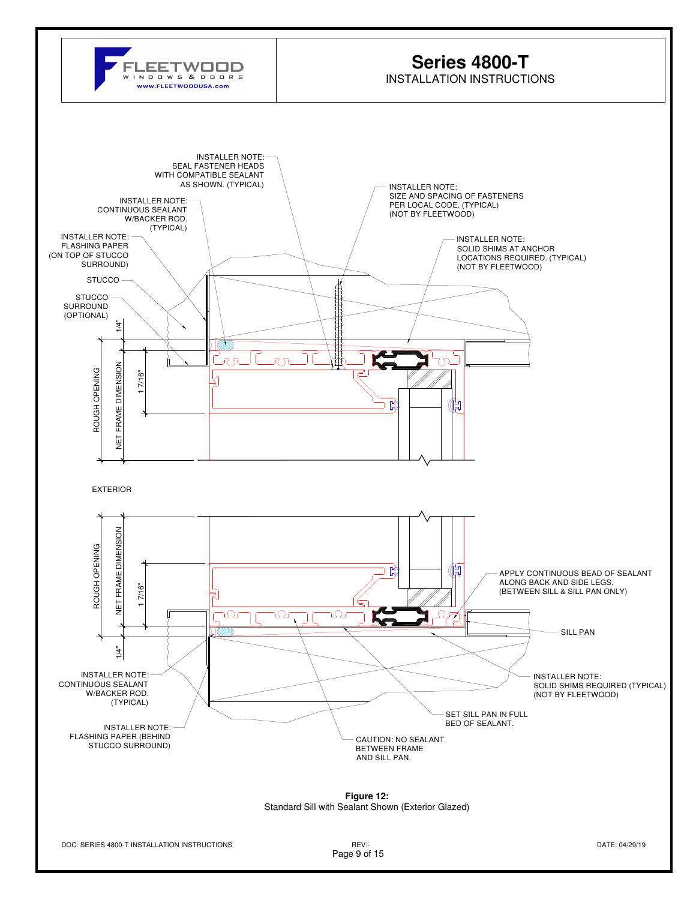# Series 4800-T

INSTALLATION INSTRUCTIONS

INSTALLER NOTE: SEAL FASTENER HEADS WITH COMPATIBLE SEALANT AS SHOWN. (TYPICAL)

INSTALLER NOTE: CONTINUOUS SEALANT W/BACKER ROD. (TYPICAL)

INSTALLER NOTE: FLASHING PAPER (ON TOP OF STUCCO SURROUND)

STUCCO

STUCCO SURROUND (OPTIONAL)

INSTALLER NOTE: SIZE AND SPACING OF FASTENERS PER LOCAL CODE. (TYPICAL) (NOT BY FLEETWOOD)

INSTALLER NOTE: SOLID SHIMS AT ANCHOR LOCATIONS REQUIRED. (TYPICAL) (NOT BY FLEETWOOD)

1/4"

1 7/16"

ROUGH OPENING

NET FRAME DIMENSION

EXTERIOR

ROUGH OPENING

NET FRAME DIMENSION

1 7/16"

1/4"

APPLY CONTINUOUS BEAD OF SEALANT ALONG BACK AND SIDE LEGS. (BETWEEN SILL & SILL PAN ONLY)

SILL PAN

INSTALLER NOTE: CONTINUOUS SEALANT W/BACKER ROD. (TYPICAL)

INSTALLER NOTE: FLASHING PAPER (BEHIND STUCCO SURROUND)

INSTALLER NOTE: SOLID SHIMS REQUIRED (TYPICAL) (NOT BY FLEETWOOD)

SET SILL PAN IN FULL BED OF SEALANT.

CAUTION: NO SEALANT BETWEEN FRAME AND SILL PAN.

**Figure 12:**
Standard Sill with Sealant Shown (Exterior Glazed)

DOC: SERIES 4800-T INSTALLATION INSTRUCTIONS REV:- DATE: 04/29/19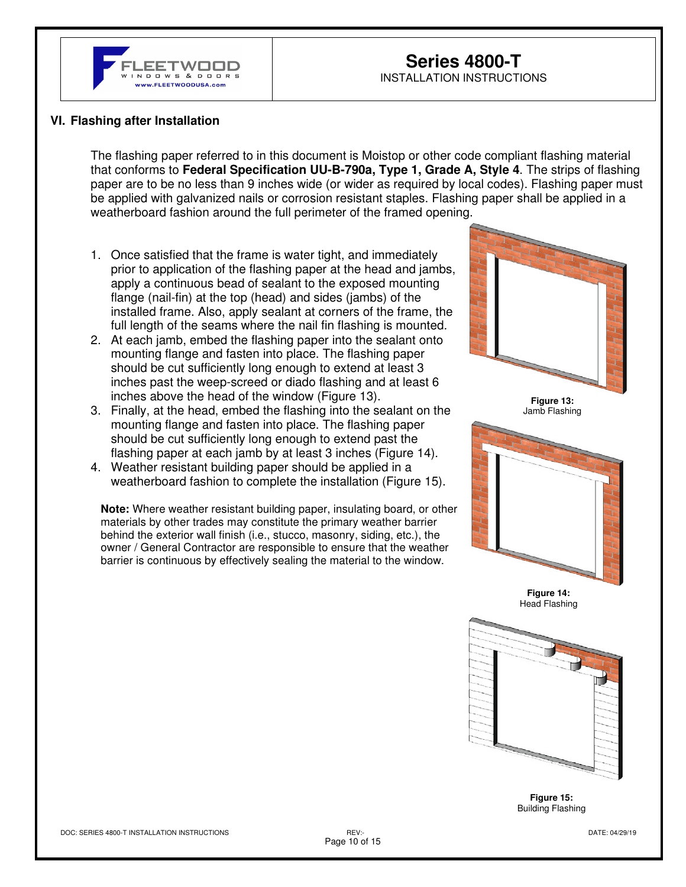## VI. Flashing after Installation

The flashing paper referred to in this document is Moistop or other code compliant flashing material that conforms to **Federal Specification UU-B-790a, Type 1, Grade A, Style 4**. The strips of flashing paper are to be no less than 9 inches wide (or wider as required by local codes). Flashing paper must be applied with galvanized nails or corrosion resistant staples. Flashing paper shall be applied in a weatherboard fashion around the full perimeter of the framed opening.

1. Once satisfied that the frame is water tight, and immediately prior to application of the flashing paper at the head and jambs, apply a continuous bead of sealant to the exposed mounting flange (nail-fin) at the top (head) and sides (jambs) of the installed frame. Also, apply sealant at corners of the frame, the full length of the seams where the nail fin flashing is mounted.
2. At each jamb, embed the flashing paper into the sealant onto mounting flange and fasten into place. The flashing paper should be cut sufficiently long enough to extend at least 3 inches past the weep-screed or diado flashing and at least 6 inches above the head of the window (Figure 13).
3. Finally, at the head, embed the flashing into the sealant on the mounting flange and fasten into place. The flashing paper should be cut sufficiently long enough to extend past the flashing paper at each jamb by at least 3 inches (Figure 14).
4. Weather resistant building paper should be applied in a weatherboard fashion to complete the installation (Figure 15).

**Note:** Where weather resistant building paper, insulating board, or other materials by other trades may constitute the primary weather barrier behind the exterior wall finish (i.e., stucco, masonry, siding, etc.), the owner / General Contractor are responsible to ensure that the weather barrier is continuous by effectively sealing the material to the window.

**Figure 13:**
Jamb Flashing

**Figure 14:**
Head Flashing

**Figure 15:**
Building Flashing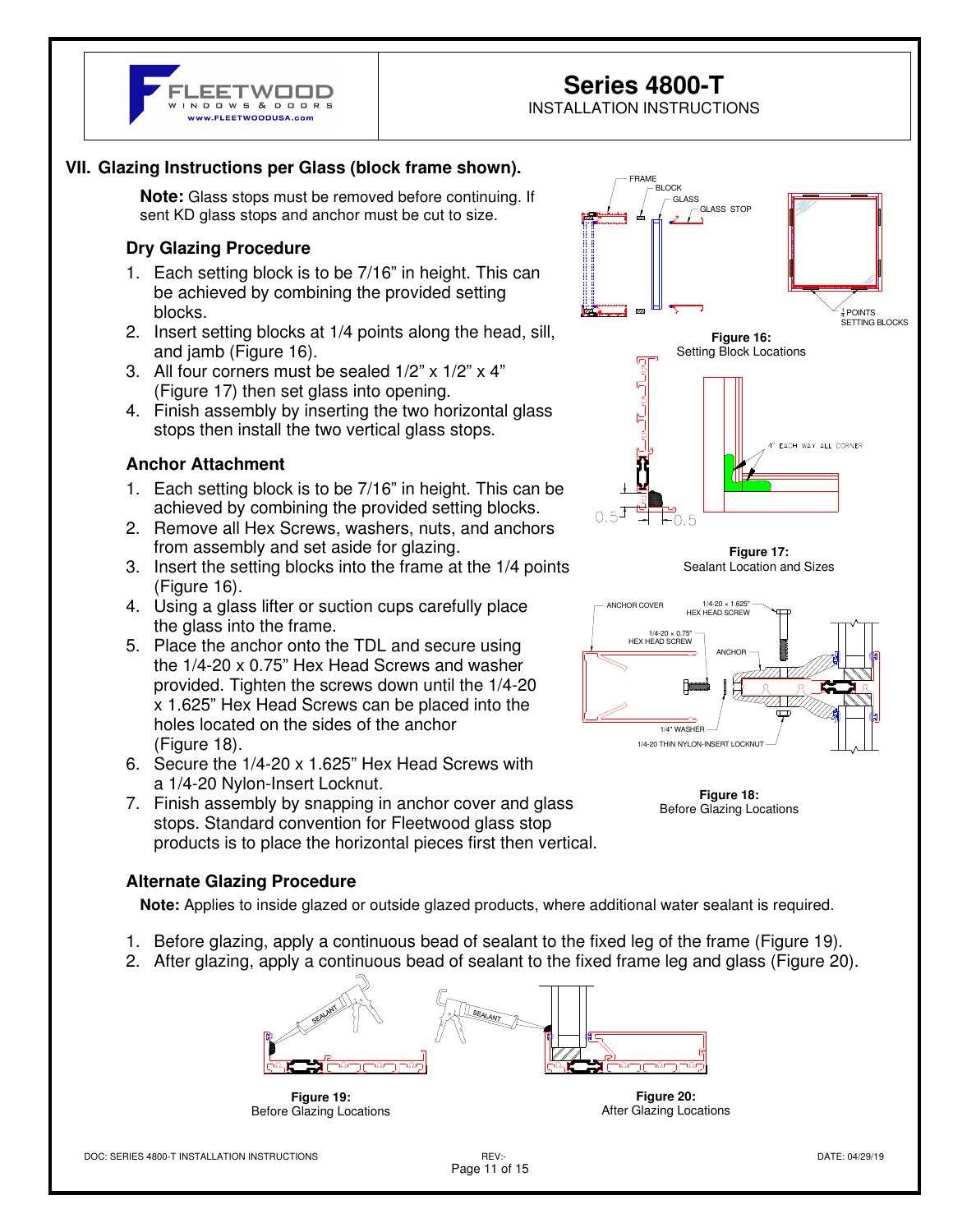## VII. Glazing Instructions per Glass (block frame shown).

**Note:** Glass stops must be removed before continuing. If sent KD glass stops and anchor must be cut to size.

### Dry Glazing Procedure

1. Each setting block is to be 7/16" in height. This can be achieved by combining the provided setting blocks.
2. Insert setting blocks at 1/4 points along the head, sill, and jamb (Figure 16).
3. All four corners must be sealed 1/2" x 1/2" x 4" (Figure 17) then set glass into opening.
4. Finish assembly by inserting the two horizontal glass stops then install the two vertical glass stops.

### Anchor Attachment

1. Each setting block is to be 7/16" in height. This can be achieved by combining the provided setting blocks.
2. Remove all Hex Screws, washers, nuts, and anchors from assembly and set aside for glazing.
3. Insert the setting blocks into the frame at the 1/4 points (Figure 16).
4. Using a glass lifter or suction cups carefully place the glass into the frame.
5. Place the anchor onto the TDL and secure using the 1/4-20 x 0.75" Hex Head Screws and washer provided. Tighten the screws down until the 1/4-20 x 1.625" Hex Head Screws can be placed into the holes located on the sides of the anchor (Figure 18).
6. Secure the 1/4-20 x 1.625" Hex Head Screws with a 1/4-20 Nylon-Insert Locknut.
7. Finish assembly by snapping in anchor cover and glass stops. Standard convention for Fleetwood glass stop products is to place the horizontal pieces first then vertical.

FRAME, BLOCK, GLASS, GLASS STOP, ¼ POINTS SETTING BLOCKS

**Figure 16:**
Setting Block Locations

0.5, 0.5, 4" EACH WAY ALL CORNER

**Figure 17:**
Sealant Location and Sizes

ANCHOR COVER, 1/4-20 x 1.625" HEX HEAD SCREW, 1/4-20 x 0.75" HEX HEAD SCREW, ANCHOR, 1/4" WASHER, 1/4-20 THIN NYLON-INSERT LOCKNUT

**Figure 18:**
Before Glazing Locations

### Alternate Glazing Procedure

**Note:** Applies to inside glazed or outside glazed products, where additional water sealant is required.

1. Before glazing, apply a continuous bead of sealant to the fixed leg of the frame (Figure 19).
2. After glazing, apply a continuous bead of sealant to the fixed frame leg and glass (Figure 20).

**Figure 19:**
Before Glazing Locations

**Figure 20:**
After Glazing Locations

DOC: SERIES 4800-T INSTALLATION INSTRUCTIONS REV:- DATE: 04/29/19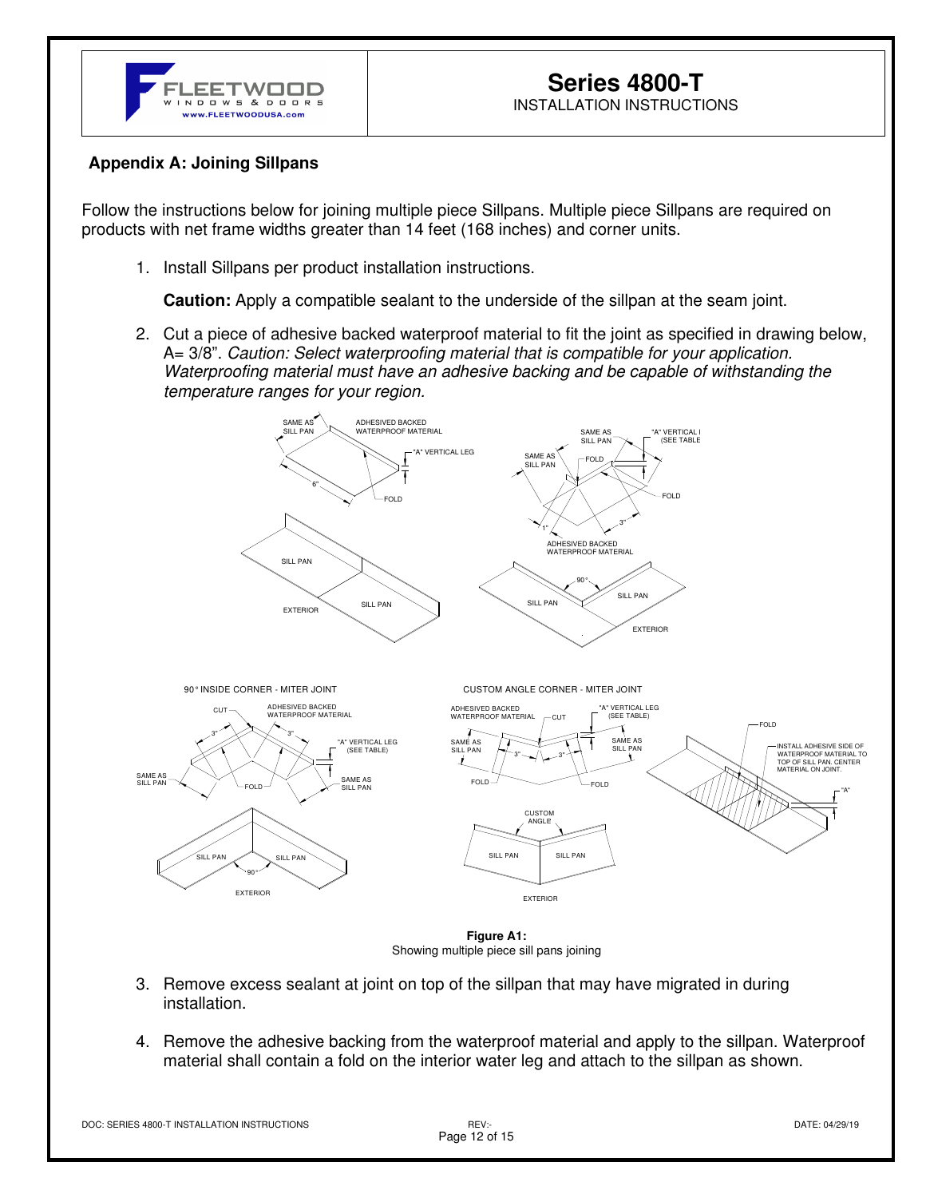## Appendix A: Joining Sillpans

Follow the instructions below for joining multiple piece Sillpans. Multiple piece Sillpans are required on products with net frame widths greater than 14 feet (168 inches) and corner units.

1. Install Sillpans per product installation instructions.

   **Caution:** Apply a compatible sealant to the underside of the sillpan at the seam joint.

2. Cut a piece of adhesive backed waterproof material to fit the joint as specified in drawing below, A= 3/8". *Caution: Select waterproofing material that is compatible for your application. Waterproofing material must have an adhesive backing and be capable of withstanding the temperature ranges for your region.*

**Figure A1:**
Showing multiple piece sill pans joining

3. Remove excess sealant at joint on top of the sillpan that may have migrated in during installation.

4. Remove the adhesive backing from the waterproof material and apply to the sillpan. Waterproof material shall contain a fold on the interior water leg and attach to the sillpan as shown.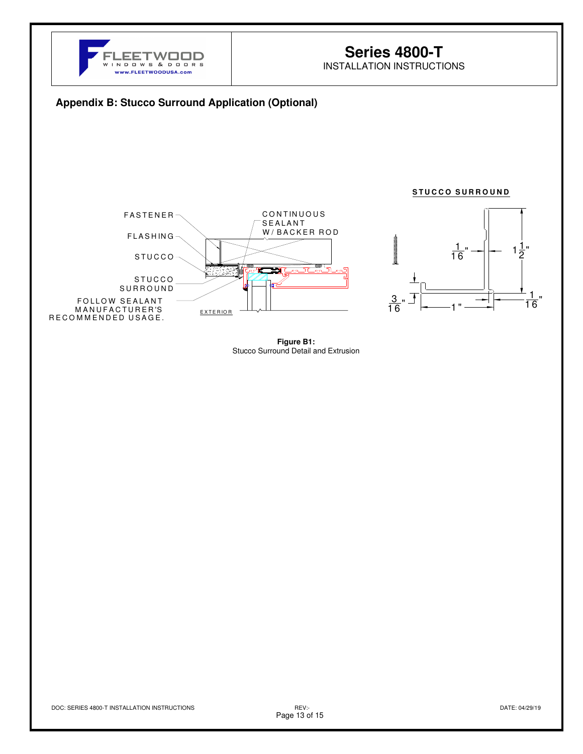## Appendix B: Stucco Surround Application (Optional)

FASTENER

FLASHING

STUCCO

STUCCO SURROUND

FOLLOW SEALANT MANUFACTURER'S RECOMMENDED USAGE.

CONTINUOUS SEALANT W/ BACKER ROD

EXTERIOR

STUCCO SURROUND

$\frac{1}{16}$"

$1\frac{1}{2}$"

$\frac{3}{16}$"

1"

$\frac{1}{16}$"

**Figure B1:**
Stucco Surround Detail and Extrusion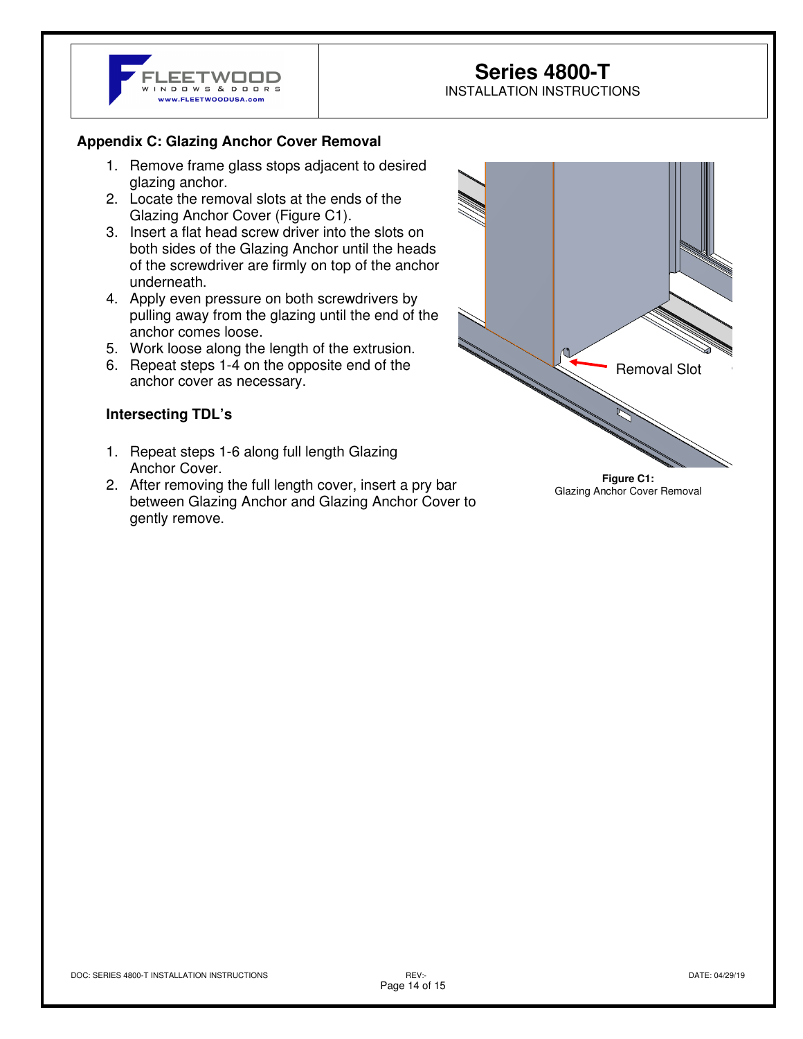## Appendix C: Glazing Anchor Cover Removal

1. Remove frame glass stops adjacent to desired glazing anchor.
2. Locate the removal slots at the ends of the Glazing Anchor Cover (Figure C1).
3. Insert a flat head screw driver into the slots on both sides of the Glazing Anchor until the heads of the screwdriver are firmly on top of the anchor underneath.
4. Apply even pressure on both screwdrivers by pulling away from the glazing until the end of the anchor comes loose.
5. Work loose along the length of the extrusion.
6. Repeat steps 1-4 on the opposite end of the anchor cover as necessary.

### Intersecting TDL's

1. Repeat steps 1-6 along full length Glazing Anchor Cover.
2. After removing the full length cover, insert a pry bar between Glazing Anchor and Glazing Anchor Cover to gently remove.

Removal Slot

**Figure C1:**
Glazing Anchor Cover Removal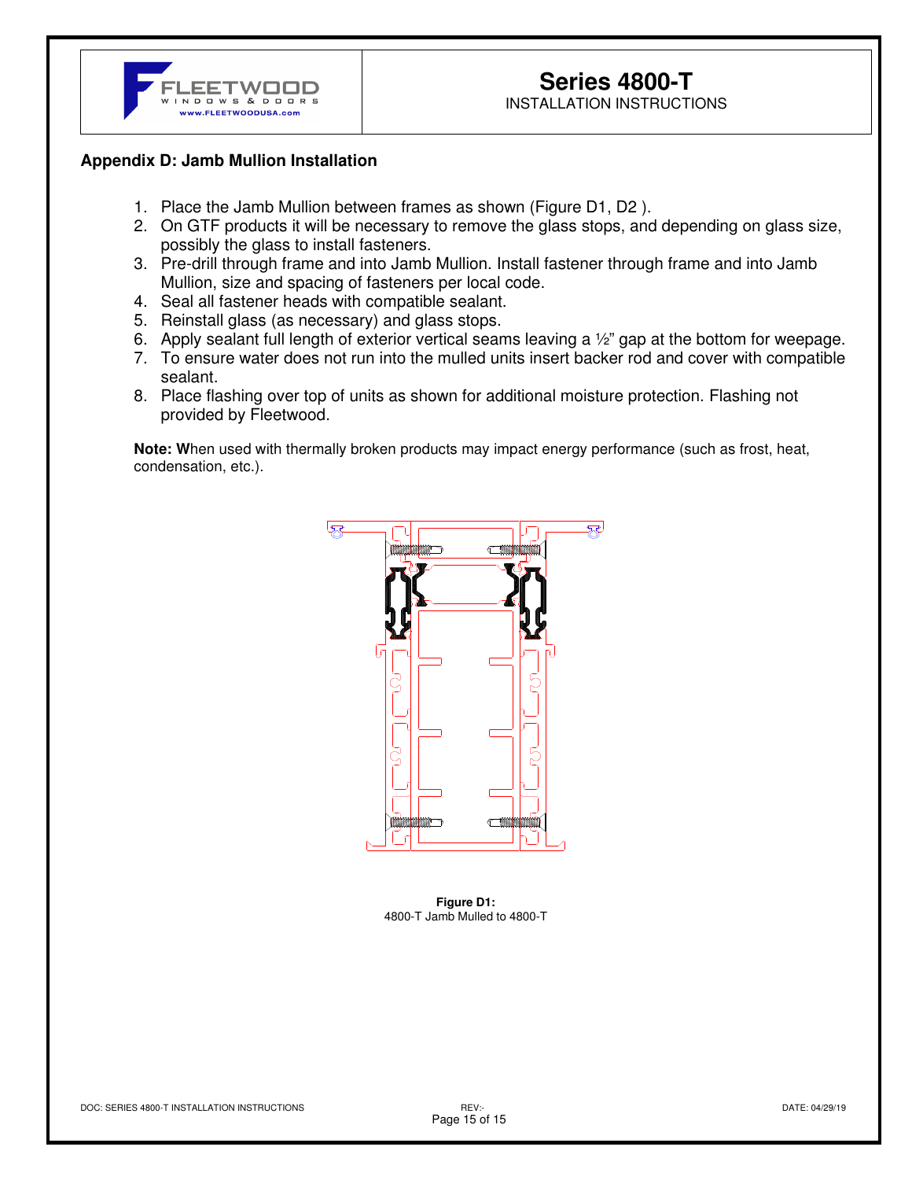## Appendix D: Jamb Mullion Installation

1. Place the Jamb Mullion between frames as shown (Figure D1, D2 ).
2. On GTF products it will be necessary to remove the glass stops, and depending on glass size, possibly the glass to install fasteners.
3. Pre-drill through frame and into Jamb Mullion. Install fastener through frame and into Jamb Mullion, size and spacing of fasteners per local code.
4. Seal all fastener heads with compatible sealant.
5. Reinstall glass (as necessary) and glass stops.
6. Apply sealant full length of exterior vertical seams leaving a ½" gap at the bottom for weepage.
7. To ensure water does not run into the mulled units insert backer rod and cover with compatible sealant.
8. Place flashing over top of units as shown for additional moisture protection. Flashing not provided by Fleetwood.

**Note: W**hen used with thermally broken products may impact energy performance (such as frost, heat, condensation, etc.).

**Figure D1:**
4800-T Jamb Mulled to 4800-T